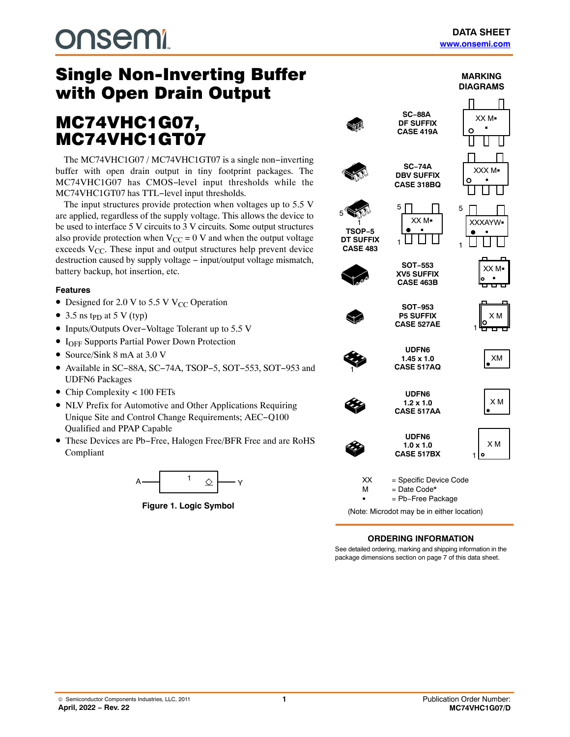# Single Non-Inverting Buffer with Open Drain Output

DATA SHEET
www.onsemi.com

# MC74VHC1G07, MC74VHC1GT07

The MC74VHC1G07 / MC74VHC1GT07 is a single non−inverting buffer with open drain output in tiny footprint packages. The MC74VHC1G07 has CMOS−level input thresholds while the MC74VHC1GT07 has TTL−level input thresholds.

The input structures provide protection when voltages up to 5.5 V are applied, regardless of the supply voltage. This allows the device to be used to interface 5 V circuits to 3 V circuits. Some output structures also provide protection when $V_{CC}$ = 0 V and when the output voltage exceeds $V_{CC}$. These input and output structures help prevent device destruction caused by supply voltage − input/output voltage mismatch, battery backup, hot insertion, etc.

### Features

- Designed for 2.0 V to 5.5 V $V_{CC}$ Operation
- 3.5 ns $t_{PD}$ at 5 V (typ)
- Inputs/Outputs Over−Voltage Tolerant up to 5.5 V
- $I_{OFF}$ Supports Partial Power Down Protection
- Source/Sink 8 mA at 3.0 V
- Available in SC−88A, SC−74A, TSOP−5, SOT−553, SOT−953 and UDFN6 Packages
- Chip Complexity < 100 FETs
- NLV Prefix for Automotive and Other Applications Requiring Unique Site and Control Change Requirements; AEC−Q100 Qualified and PPAP Capable
- These Devices are Pb−Free, Halogen Free/BFR Free and are RoHS Compliant

Figure 1. Logic Symbol

### MARKING DIAGRAMS

- SC−88A DF SUFFIX CASE 419A — XX M▪
- SC−74A DBV SUFFIX CASE 318BQ — XXX M▪
- TSOP−5 DT SUFFIX CASE 483 — XX M▪ / XXXAYW▪
- SOT−553 XV5 SUFFIX CASE 463B — XX M▪
- SOT−953 P5 SUFFIX CASE 527AE — X M
- UDFN6 1.45 x 1.0 CASE 517AQ — XM
- UDFN6 1.2 x 1.0 CASE 517AA — X M
- UDFN6 1.0 x 1.0 CASE 517BX — X M

XX = Specific Device Code
M = Date Code*
▪ = Pb−Free Package

(Note: Microdot may be in either location)

### ORDERING INFORMATION

See detailed ordering, marking and shipping information in the package dimensions section on page 7 of this data sheet.

© Semiconductor Components Industries, LLC, 2011
April, 2022 − Rev. 22

Publication Order Number: MC74VHC1G07/D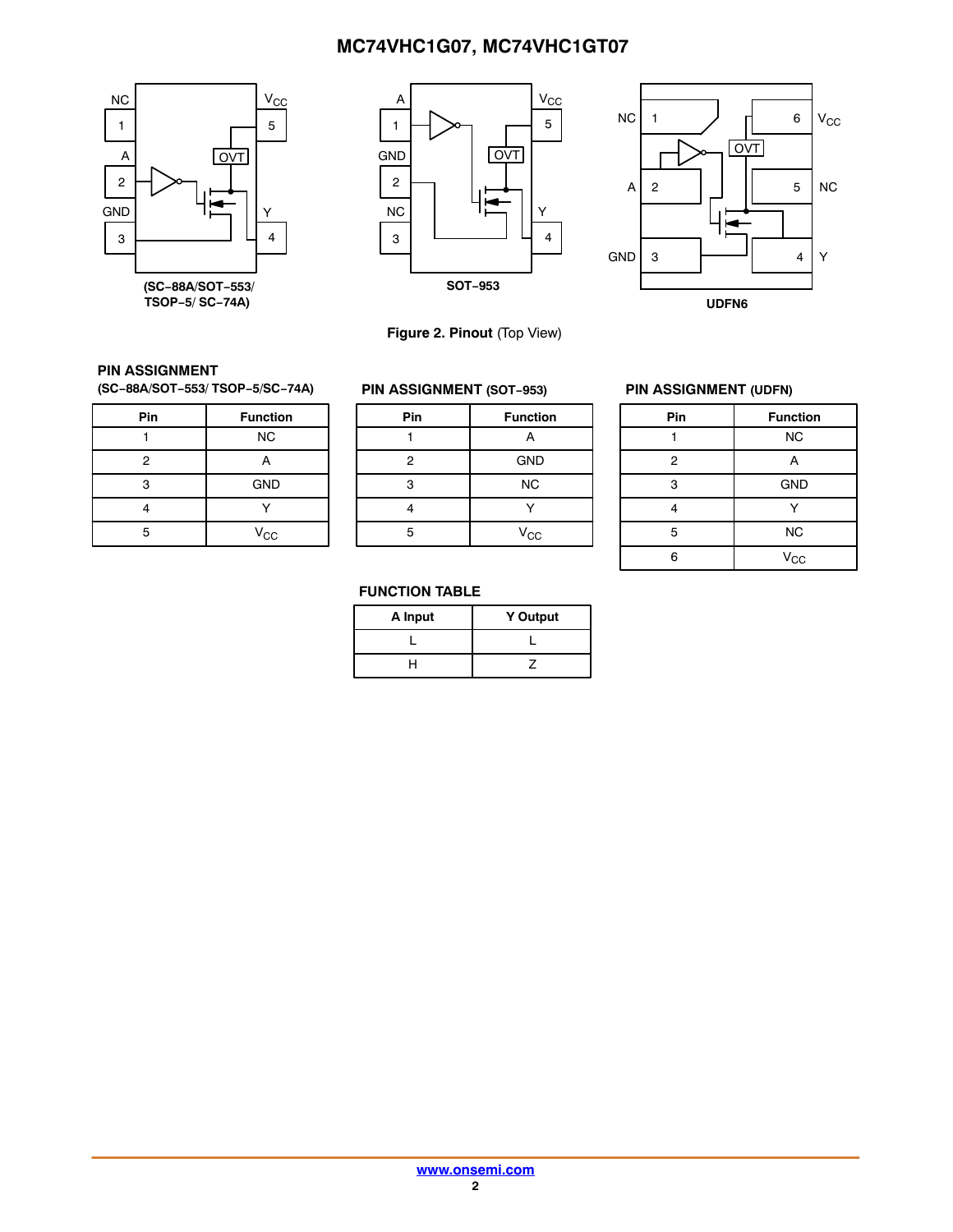(SC−88A/SOT−553/ TSOP−5/ SC−74A)

SOT−953

UDFN6

**Figure 2. Pinout** (Top View)

### PIN ASSIGNMENT
**(SC−88A/SOT−553/ TSOP−5/SC−74A)**

| Pin | Function |
|---|---|
| 1 | NC |
| 2 | A |
| 3 | GND |
| 4 | Y |
| 5 | $V_{CC}$ |

### PIN ASSIGNMENT (SOT−953)

| Pin | Function |
|---|---|
| 1 | A |
| 2 | GND |
| 3 | NC |
| 4 | Y |
| 5 | $V_{CC}$ |

### PIN ASSIGNMENT (UDFN)

| Pin | Function |
|---|---|
| 1 | NC |
| 2 | A |
| 3 | GND |
| 4 | Y |
| 5 | NC |
| 6 | $V_{CC}$ |

### FUNCTION TABLE

| A Input | Y Output |
|---|---|
| L | L |
| H | Z |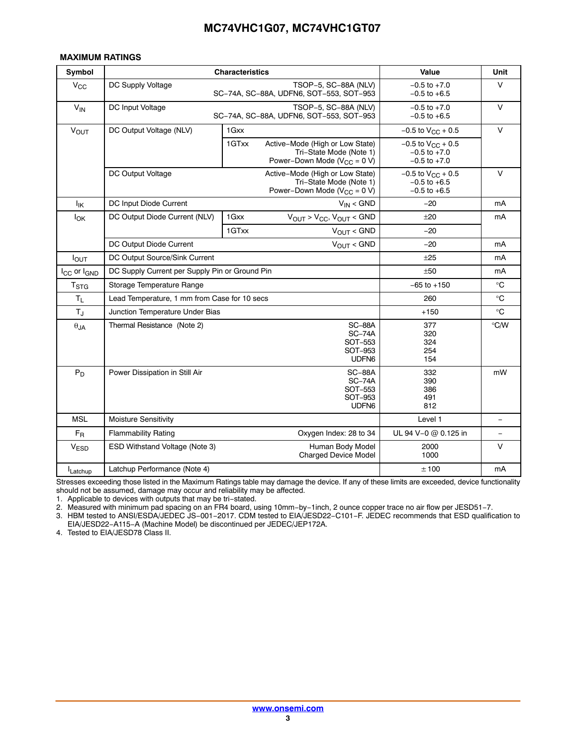### MAXIMUM RATINGS

| Symbol | Characteristics | | | Value | Unit |
|---|---|---|---|---|---|
| $V_{CC}$ | DC Supply Voltage | | TSOP−5, SC−88A (NLV)<br>SC−74A, SC−88A, UDFN6, SOT−553, SOT−953 | −0.5 to +7.0<br>−0.5 to +6.5 | V |
| $V_{IN}$ | DC Input Voltage | | TSOP−5, SC−88A (NLV)<br>SC−74A, SC−88A, UDFN6, SOT−553, SOT−953 | −0.5 to +7.0<br>−0.5 to +6.5 | V |
| $V_{OUT}$ | DC Output Voltage (NLV) | 1Gxx | | −0.5 to $V_{CC}$ + 0.5 | V |
| | | 1GTxx | Active−Mode (High or Low State)<br>Tri−State Mode (Note 1)<br>Power−Down Mode ($V_{CC}$ = 0 V) | −0.5 to $V_{CC}$ + 0.5<br>−0.5 to +7.0<br>−0.5 to +7.0 | |
| | DC Output Voltage | | Active−Mode (High or Low State)<br>Tri−State Mode (Note 1)<br>Power−Down Mode ($V_{CC}$ = 0 V) | −0.5 to $V_{CC}$ + 0.5<br>−0.5 to +6.5<br>−0.5 to +6.5 | V |
| $I_{IK}$ | DC Input Diode Current | | $V_{IN}$ < GND | −20 | mA |
| $I_{OK}$ | DC Output Diode Current (NLV) | 1Gxx | $V_{OUT} > V_{CC}$, $V_{OUT}$ < GND | ±20 | mA |
| | | 1GTxx | $V_{OUT}$ < GND | −20 | |
| | DC Output Diode Current | | $V_{OUT}$ < GND | −20 | mA |
| $I_{OUT}$ | DC Output Source/Sink Current | | | ±25 | mA |
| $I_{CC}$ or $I_{GND}$ | DC Supply Current per Supply Pin or Ground Pin | | | ±50 | mA |
| $T_{STG}$ | Storage Temperature Range | | | −65 to +150 | °C |
| $T_L$ | Lead Temperature, 1 mm from Case for 10 secs | | | 260 | °C |
| $T_J$ | Junction Temperature Under Bias | | | +150 | °C |
| $\theta_{JA}$ | Thermal Resistance (Note 2) | | SC−88A<br>SC−74A<br>SOT−553<br>SOT−953<br>UDFN6 | 377<br>320<br>324<br>254<br>154 | °C/W |
| $P_D$ | Power Dissipation in Still Air | | SC−88A<br>SC−74A<br>SOT−553<br>SOT−953<br>UDFN6 | 332<br>390<br>386<br>491<br>812 | mW |
| MSL | Moisture Sensitivity | | | Level 1 | − |
| $F_R$ | Flammability Rating | | Oxygen Index: 28 to 34 | UL 94 V−0 @ 0.125 in | − |
| $V_{ESD}$ | ESD Withstand Voltage (Note 3) | | Human Body Model<br>Charged Device Model | 2000<br>1000 | V |
| $I_{Latchup}$ | Latchup Performance (Note 4) | | | ± 100 | mA |

Stresses exceeding those listed in the Maximum Ratings table may damage the device. If any of these limits are exceeded, device functionality should not be assumed, damage may occur and reliability may be affected.

1. Applicable to devices with outputs that may be tri−stated.
2. Measured with minimum pad spacing on an FR4 board, using 10mm−by−1inch, 2 ounce copper trace no air flow per JESD51−7.
3. HBM tested to ANSI/ESDA/JEDEC JS−001−2017. CDM tested to EIA/JESD22−C101−F. JEDEC recommends that ESD qualification to EIA/JESD22−A115−A (Machine Model) be discontinued per JEDEC/JEP172A.
4. Tested to EIA/JESD78 Class II.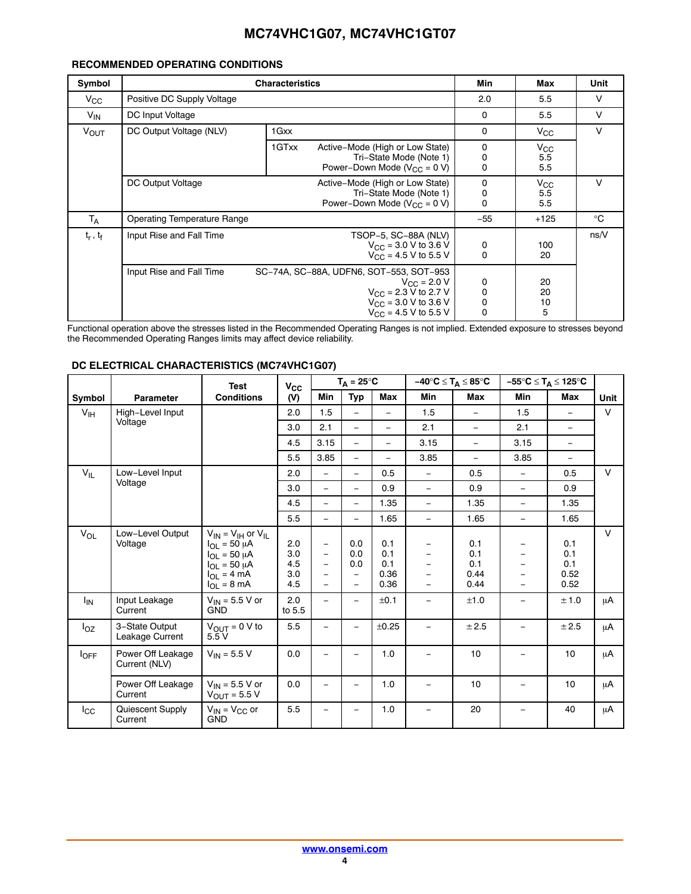### RECOMMENDED OPERATING CONDITIONS

| Symbol | Characteristics | | | Min | Max | Unit |
|---|---|---|---|---|---|---|
| $V_{CC}$ | Positive DC Supply Voltage | | | 2.0 | 5.5 | V |
| $V_{IN}$ | DC Input Voltage | | | 0 | 5.5 | V |
| $V_{OUT}$ | DC Output Voltage (NLV) | 1Gxx | | 0 | $V_{CC}$ | V |
| | | 1GTxx | Active−Mode (High or Low State)<br>Tri−State Mode (Note 1)<br>Power−Down Mode ($V_{CC}$ = 0 V) | 0<br>0<br>0 | $V_{CC}$<br>5.5<br>5.5 | |
| | DC Output Voltage | | Active−Mode (High or Low State)<br>Tri−State Mode (Note 1)<br>Power−Down Mode ($V_{CC}$ = 0 V) | 0<br>0<br>0 | $V_{CC}$<br>5.5<br>5.5 | V |
| $T_A$ | Operating Temperature Range | | | −55 | +125 | °C |
| $t_r$ , $t_f$ | Input Rise and Fall Time | | TSOP−5, SC−88A (NLV)<br>$V_{CC}$ = 3.0 V to 3.6 V<br>$V_{CC}$ = 4.5 V to 5.5 V | <br>0<br>0 | <br>100<br>20 | ns/V |
| | Input Rise and Fall Time | | SC−74A, SC−88A, UDFN6, SOT−553, SOT−953<br>$V_{CC}$ = 2.0 V<br>$V_{CC}$ = 2.3 V to 2.7 V<br>$V_{CC}$ = 3.0 V to 3.6 V<br>$V_{CC}$ = 4.5 V to 5.5 V | <br>0<br>0<br>0<br>0 | <br>20<br>20<br>10<br>5 | |

Functional operation above the stresses listed in the Recommended Operating Ranges is not implied. Extended exposure to stresses beyond the Recommended Operating Ranges limits may affect device reliability.

### DC ELECTRICAL CHARACTERISTICS (MC74VHC1G07)

| Symbol | Parameter | Test Conditions | $V_{CC}$ (V) | $T_A$ = 25°C | | | −40°C ≤ $T_A$ ≤ 85°C | | −55°C ≤ $T_A$ ≤ 125°C | | Unit |
|---|---|---|---|---|---|---|---|---|---|---|---|
| | | | | Min | Typ | Max | Min | Max | Min | Max | |
| $V_{IH}$ | High−Level Input Voltage | | 2.0 | 1.5 | − | − | 1.5 | − | 1.5 | − | V |
| | | | 3.0 | 2.1 | − | − | 2.1 | − | 2.1 | − | |
| | | | 4.5 | 3.15 | − | − | 3.15 | − | 3.15 | − | |
| | | | 5.5 | 3.85 | − | − | 3.85 | − | 3.85 | − | |
| $V_{IL}$ | Low−Level Input Voltage | | 2.0 | − | − | 0.5 | − | 0.5 | − | 0.5 | V |
| | | | 3.0 | − | − | 0.9 | − | 0.9 | − | 0.9 | |
| | | | 4.5 | − | − | 1.35 | − | 1.35 | − | 1.35 | |
| | | | 5.5 | − | − | 1.65 | − | 1.65 | − | 1.65 | |
| $V_{OL}$ | Low−Level Output Voltage | $V_{IN}$ = $V_{IH}$ or $V_{IL}$<br>$I_{OL}$ = 50 μA<br>$I_{OL}$ = 50 μA<br>$I_{OL}$ = 50 μA<br>$I_{OL}$ = 4 mA<br>$I_{OL}$ = 8 mA | <br>2.0<br>3.0<br>4.5<br>3.0<br>4.5 | <br>−<br>−<br>−<br>−<br>− | <br>0.0<br>0.0<br>0.0<br>−<br>− | <br>0.1<br>0.1<br>0.1<br>0.36<br>0.36 | <br>−<br>−<br>−<br>−<br>− | <br>0.1<br>0.1<br>0.1<br>0.44<br>0.44 | <br>−<br>−<br>−<br>−<br>− | <br>0.1<br>0.1<br>0.1<br>0.52<br>0.52 | V |
| $I_{IN}$ | Input Leakage Current | $V_{IN}$ = 5.5 V or GND | 2.0 to 5.5 | − | − | ±0.1 | − | ±1.0 | − | ± 1.0 | μA |
| $I_{OZ}$ | 3−State Output Leakage Current | $V_{OUT}$ = 0 V to 5.5 V | 5.5 | − | − | ±0.25 | − | ± 2.5 | − | ± 2.5 | μA |
| $I_{OFF}$ | Power Off Leakage Current (NLV) | $V_{IN}$ = 5.5 V | 0.0 | − | − | 1.0 | − | 10 | − | 10 | μA |
| | Power Off Leakage Current | $V_{IN}$ = 5.5 V or $V_{OUT}$ = 5.5 V | 0.0 | − | − | 1.0 | − | 10 | − | 10 | μA |
| $I_{CC}$ | Quiescent Supply Current | $V_{IN}$ = $V_{CC}$ or GND | 5.5 | − | − | 1.0 | − | 20 | − | 40 | μA |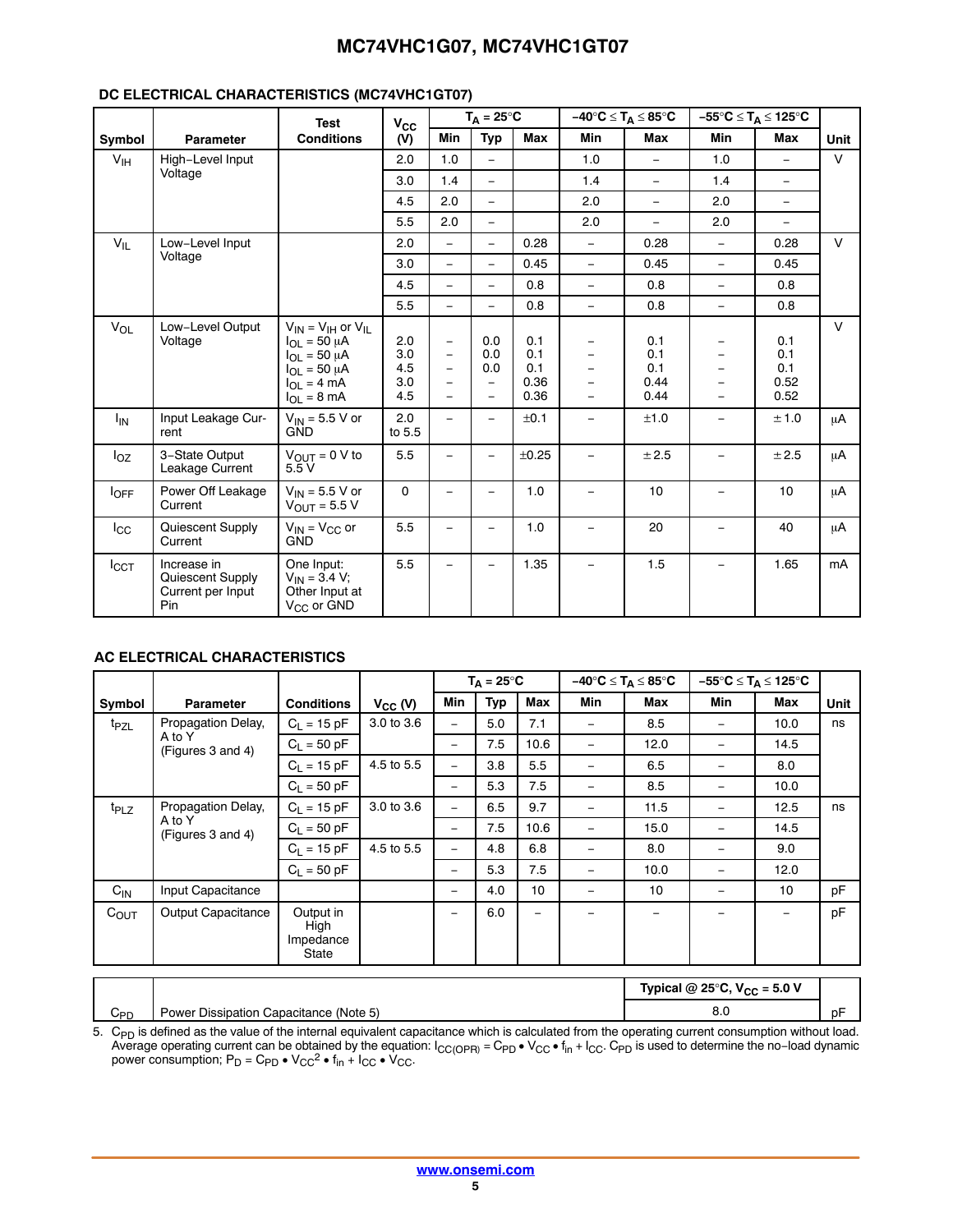## DC ELECTRICAL CHARACTERISTICS (MC74VHC1GT07)

| Symbol | Parameter | Test Conditions | $V_{CC}$ (V) | $T_A$ = 25°C | | | −40°C ≤ $T_A$ ≤ 85°C | | −55°C ≤ $T_A$ ≤ 125°C | | Unit |
|---|---|---|---|---|---|---|---|---|---|---|---|
| | | | | Min | Typ | Max | Min | Max | Min | Max | |
| $V_{IH}$ | High−Level Input Voltage | | 2.0 | 1.0 | − | | 1.0 | − | 1.0 | − | V |
| | | | 3.0 | 1.4 | − | | 1.4 | − | 1.4 | − | |
| | | | 4.5 | 2.0 | − | | 2.0 | − | 2.0 | − | |
| | | | 5.5 | 2.0 | − | | 2.0 | − | 2.0 | − | |
| $V_{IL}$ | Low−Level Input Voltage | | 2.0 | − | − | 0.28 | − | 0.28 | − | 0.28 | V |
| | | | 3.0 | − | − | 0.45 | − | 0.45 | − | 0.45 | |
| | | | 4.5 | − | − | 0.8 | − | 0.8 | − | 0.8 | |
| | | | 5.5 | − | − | 0.8 | − | 0.8 | − | 0.8 | |
| $V_{OL}$ | Low−Level Output Voltage | $V_{IN}$ = $V_{IH}$ or $V_{IL}$ | | | | | | | | | V |
| | | $I_{OL}$ = 50 μA | 2.0 | − | 0.0 | 0.1 | − | 0.1 | − | 0.1 | |
| | | $I_{OL}$ = 50 μA | 3.0 | − | 0.0 | 0.1 | − | 0.1 | − | 0.1 | |
| | | $I_{OL}$ = 50 μA | 4.5 | − | 0.0 | 0.1 | − | 0.1 | − | 0.1 | |
| | | $I_{OL}$ = 4 mA | 3.0 | − | − | 0.36 | − | 0.44 | − | 0.52 | |
| | | $I_{OL}$ = 8 mA | 4.5 | − | − | 0.36 | − | 0.44 | − | 0.52 | |
| $I_{IN}$ | Input Leakage Current | $V_{IN}$ = 5.5 V or GND | 2.0 to 5.5 | − | − | ±0.1 | − | ±1.0 | − | ± 1.0 | μA |
| $I_{OZ}$ | 3−State Output Leakage Current | $V_{OUT}$ = 0 V to 5.5 V | 5.5 | − | − | ±0.25 | − | ± 2.5 | − | ± 2.5 | μA |
| $I_{OFF}$ | Power Off Leakage Current | $V_{IN}$ = 5.5 V or $V_{OUT}$ = 5.5 V | 0 | − | − | 1.0 | − | 10 | − | 10 | μA |
| $I_{CC}$ | Quiescent Supply Current | $V_{IN}$ = $V_{CC}$ or GND | 5.5 | − | − | 1.0 | − | 20 | − | 40 | μA |
| $I_{CCT}$ | Increase in Quiescent Supply Current per Input Pin | One Input: $V_{IN}$ = 3.4 V; Other Input at $V_{CC}$ or GND | 5.5 | − | − | 1.35 | − | 1.5 | − | 1.65 | mA |

## AC ELECTRICAL CHARACTERISTICS

| Symbol | Parameter | Conditions | $V_{CC}$ (V) | $T_A$ = 25°C | | | −40°C ≤ $T_A$ ≤ 85°C | | −55°C ≤ $T_A$ ≤ 125°C | | Unit |
|---|---|---|---|---|---|---|---|---|---|---|---|
| | | | | Min | Typ | Max | Min | Max | Min | Max | |
| $t_{PZL}$ | Propagation Delay, A to Y (Figures 3 and 4) | $C_L$ = 15 pF | 3.0 to 3.6 | − | 5.0 | 7.1 | − | 8.5 | − | 10.0 | ns |
| | | $C_L$ = 50 pF | | − | 7.5 | 10.6 | − | 12.0 | − | 14.5 | |
| | | $C_L$ = 15 pF | 4.5 to 5.5 | − | 3.8 | 5.5 | − | 6.5 | − | 8.0 | |
| | | $C_L$ = 50 pF | | − | 5.3 | 7.5 | − | 8.5 | − | 10.0 | |
| $t_{PLZ}$ | Propagation Delay, A to Y (Figures 3 and 4) | $C_L$ = 15 pF | 3.0 to 3.6 | − | 6.5 | 9.7 | − | 11.5 | − | 12.5 | ns |
| | | $C_L$ = 50 pF | | − | 7.5 | 10.6 | − | 15.0 | − | 14.5 | |
| | | $C_L$ = 15 pF | 4.5 to 5.5 | − | 4.8 | 6.8 | − | 8.0 | − | 9.0 | |
| | | $C_L$ = 50 pF | | − | 5.3 | 7.5 | − | 10.0 | − | 12.0 | |
| $C_{IN}$ | Input Capacitance | | | − | 4.0 | 10 | − | 10 | − | 10 | pF |
| $C_{OUT}$ | Output Capacitance | Output in High Impedance State | | − | 6.0 | − | − | − | − | − | pF |

| | | Typical @ 25°C, $V_{CC}$ = 5.0 V | |
|---|---|---|---|
| $C_{PD}$ | Power Dissipation Capacitance (Note 5) | 8.0 | pF |

5. $C_{PD}$ is defined as the value of the internal equivalent capacitance which is calculated from the operating current consumption without load. Average operating current can be obtained by the equation: $I_{CC(OPR)} = C_{PD} \bullet V_{CC} \bullet f_{in} + I_{CC}$. $C_{PD}$ is used to determine the no−load dynamic power consumption; $P_D = C_{PD} \bullet V_{CC}^2 \bullet f_{in} + I_{CC} \bullet V_{CC}$.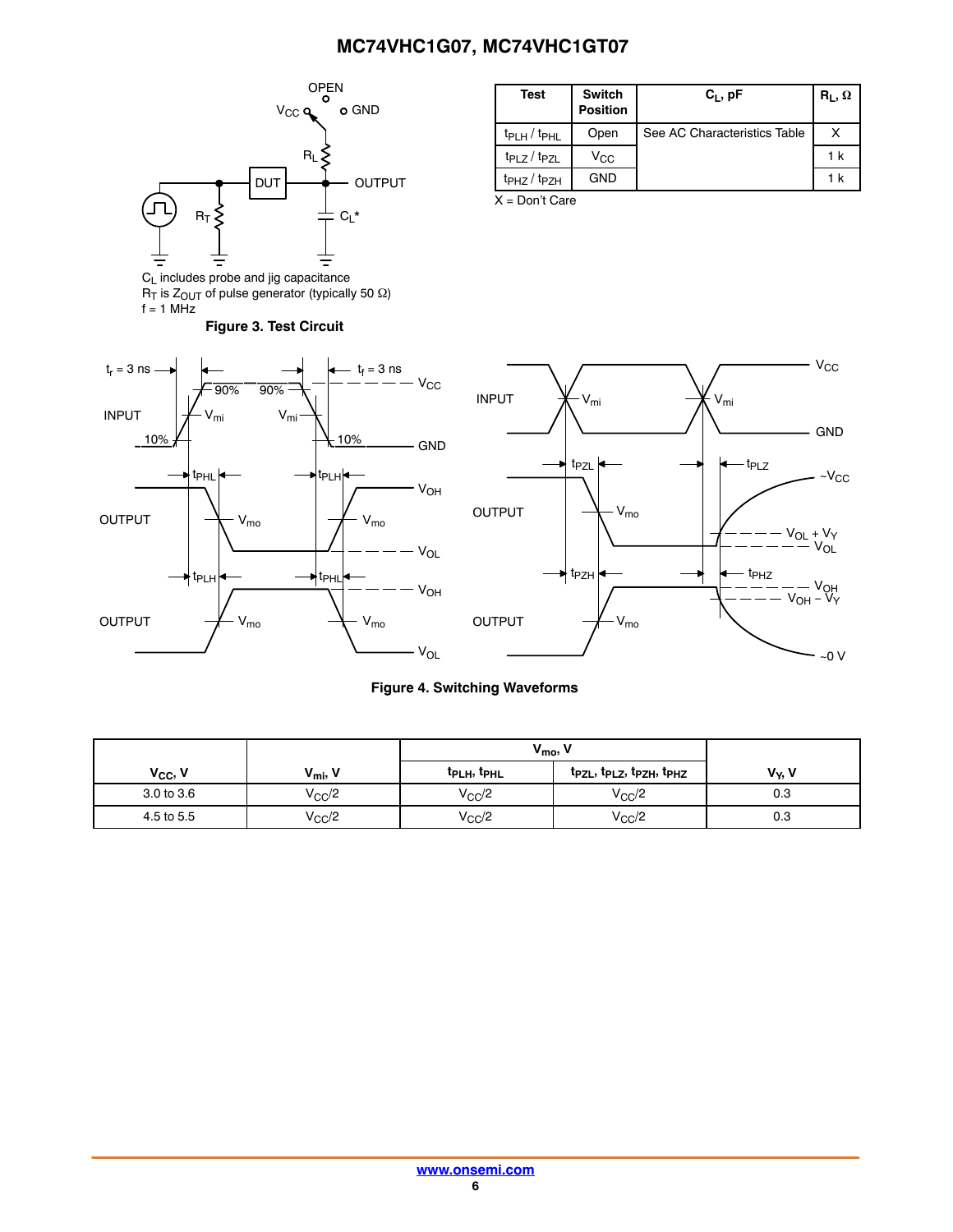$C_L$ includes probe and jig capacitance
$R_T$ is $Z_{OUT}$ of pulse generator (typically 50 Ω)
f = 1 MHz

**Figure 3. Test Circuit**

| Test | Switch Position | $C_L$, pF | $R_L$, Ω |
|---|---|---|---|
| $t_{PLH}$ / $t_{PHL}$ | Open | See AC Characteristics Table | X |
| $t_{PLZ}$ / $t_{PZL}$ | $V_{CC}$ | | 1 k |
| $t_{PHZ}$ / $t_{PZH}$ | GND | | 1 k |

X = Don't Care

**Figure 4. Switching Waveforms**

| $V_{CC}$, V | $V_{mi}$, V | $V_{mo}$, V | | $V_Y$, V |
|---|---|---|---|---|
| | | $t_{PLH}$, $t_{PHL}$ | $t_{PZL}$, $t_{PLZ}$, $t_{PZH}$, $t_{PHZ}$ | |
| 3.0 to 3.6 | $V_{CC}/2$ | $V_{CC}/2$ | $V_{CC}/2$ | 0.3 |
| 4.5 to 5.5 | $V_{CC}/2$ | $V_{CC}/2$ | $V_{CC}/2$ | 0.3 |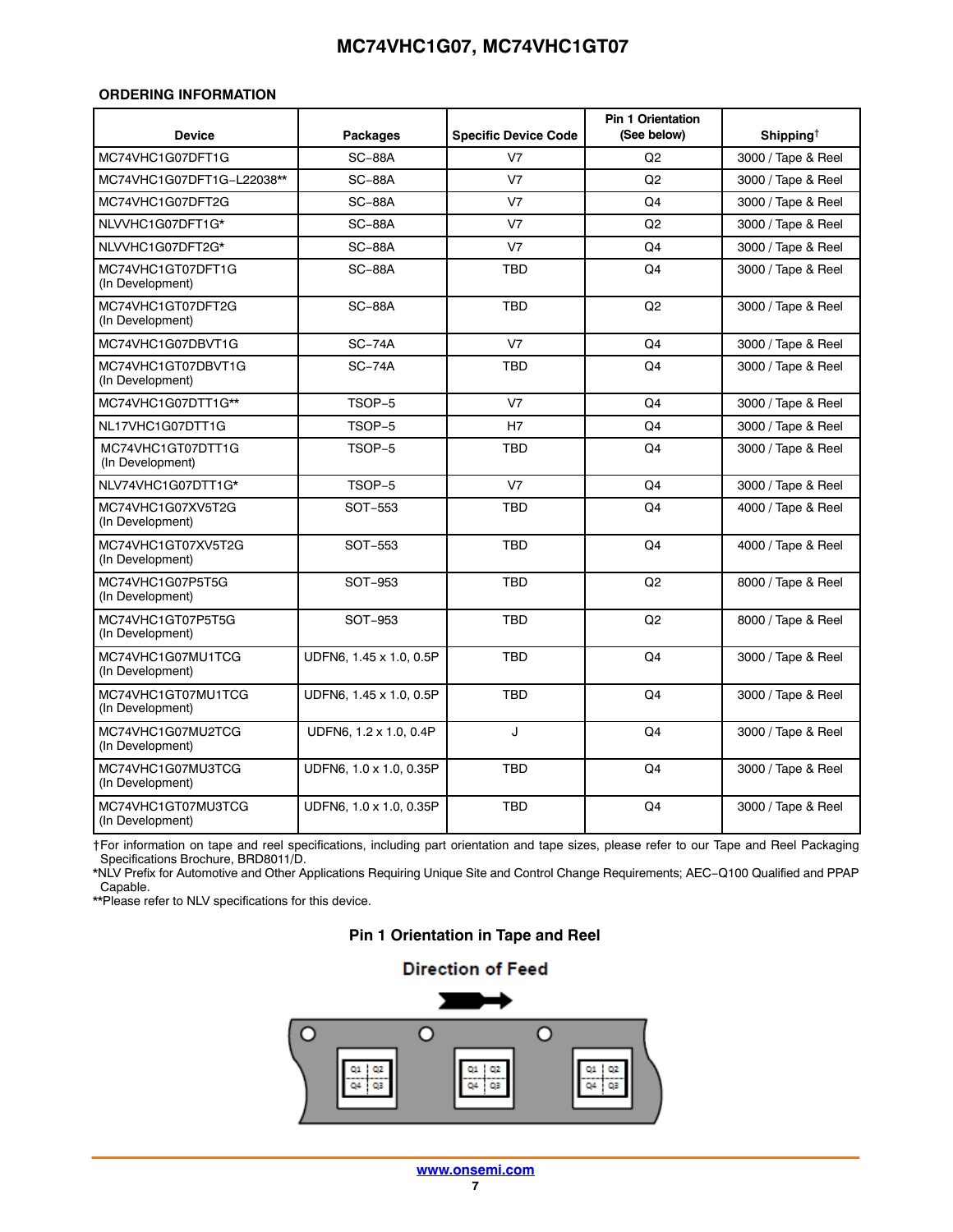## ORDERING INFORMATION

| Device | Packages | Specific Device Code | Pin 1 Orientation (See below) | Shipping† |
|---|---|---|---|---|
| MC74VHC1G07DFT1G | SC−88A | V7 | Q2 | 3000 / Tape & Reel |
| MC74VHC1G07DFT1G−L22038** | SC−88A | V7 | Q2 | 3000 / Tape & Reel |
| MC74VHC1G07DFT2G | SC−88A | V7 | Q4 | 3000 / Tape & Reel |
| NLVVHC1G07DFT1G* | SC−88A | V7 | Q2 | 3000 / Tape & Reel |
| NLVVHC1G07DFT2G* | SC−88A | V7 | Q4 | 3000 / Tape & Reel |
| MC74VHC1GT07DFT1G (In Development) | SC−88A | TBD | Q4 | 3000 / Tape & Reel |
| MC74VHC1GT07DFT2G (In Development) | SC−88A | TBD | Q2 | 3000 / Tape & Reel |
| MC74VHC1G07DBVT1G | SC−74A | V7 | Q4 | 3000 / Tape & Reel |
| MC74VHC1GT07DBVT1G (In Development) | SC−74A | TBD | Q4 | 3000 / Tape & Reel |
| MC74VHC1G07DTT1G** | TSOP−5 | V7 | Q4 | 3000 / Tape & Reel |
| NL17VHC1G07DTT1G | TSOP−5 | H7 | Q4 | 3000 / Tape & Reel |
| MC74VHC1GT07DTT1G (In Development) | TSOP−5 | TBD | Q4 | 3000 / Tape & Reel |
| NLV74VHC1G07DTT1G* | TSOP−5 | V7 | Q4 | 3000 / Tape & Reel |
| MC74VHC1G07XV5T2G (In Development) | SOT−553 | TBD | Q4 | 4000 / Tape & Reel |
| MC74VHC1GT07XV5T2G (In Development) | SOT−553 | TBD | Q4 | 4000 / Tape & Reel |
| MC74VHC1G07P5T5G (In Development) | SOT−953 | TBD | Q2 | 8000 / Tape & Reel |
| MC74VHC1GT07P5T5G (In Development) | SOT−953 | TBD | Q2 | 8000 / Tape & Reel |
| MC74VHC1G07MU1TCG (In Development) | UDFN6, 1.45 x 1.0, 0.5P | TBD | Q4 | 3000 / Tape & Reel |
| MC74VHC1GT07MU1TCG (In Development) | UDFN6, 1.45 x 1.0, 0.5P | TBD | Q4 | 3000 / Tape & Reel |
| MC74VHC1G07MU2TCG (In Development) | UDFN6, 1.2 x 1.0, 0.4P | J | Q4 | 3000 / Tape & Reel |
| MC74VHC1G07MU3TCG (In Development) | UDFN6, 1.0 x 1.0, 0.35P | TBD | Q4 | 3000 / Tape & Reel |
| MC74VHC1GT07MU3TCG (In Development) | UDFN6, 1.0 x 1.0, 0.35P | TBD | Q4 | 3000 / Tape & Reel |

†For information on tape and reel specifications, including part orientation and tape sizes, please refer to our Tape and Reel Packaging Specifications Brochure, BRD8011/D.
*NLV Prefix for Automotive and Other Applications Requiring Unique Site and Control Change Requirements; AEC−Q100 Qualified and PPAP Capable.
**Please refer to NLV specifications for this device.

### Pin 1 Orientation in Tape and Reel

Direction of Feed

Q1 Q2
Q4 Q3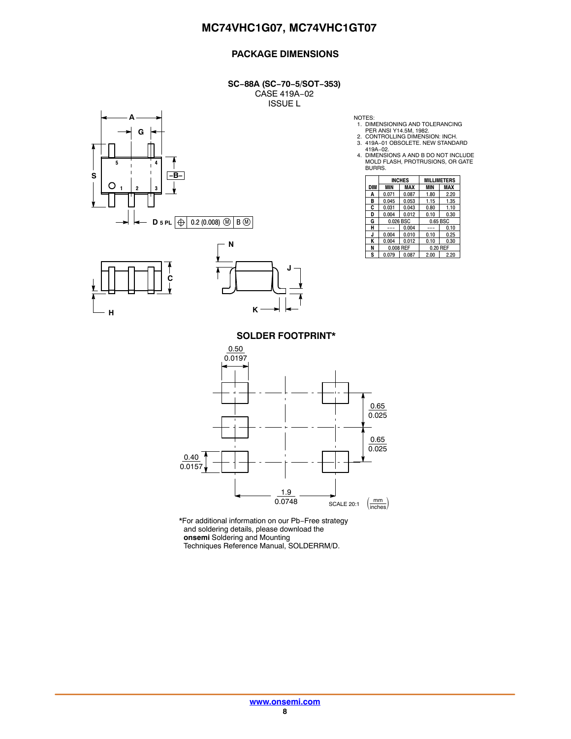## PACKAGE DIMENSIONS

**SC−88A (SC−70−5/SOT−353)**
CASE 419A−02
ISSUE L

NOTES:
1. DIMENSIONING AND TOLERANCING PER ANSI Y14.5M, 1982.
2. CONTROLLING DIMENSION: INCH.
3. 419A−01 OBSOLETE. NEW STANDARD 419A−02.
4. DIMENSIONS A AND B DO NOT INCLUDE MOLD FLASH, PROTRUSIONS, OR GATE BURRS.

| DIM | INCHES MIN | INCHES MAX | MILLIMETERS MIN | MILLIMETERS MAX |
|---|---|---|---|---|
| A | 0.071 | 0.087 | 1.80 | 2.20 |
| B | 0.045 | 0.053 | 1.15 | 1.35 |
| C | 0.031 | 0.043 | 0.80 | 1.10 |
| D | 0.004 | 0.012 | 0.10 | 0.30 |
| G | 0.026 BSC | | 0.65 BSC | |
| H | --- | 0.004 | --- | 0.10 |
| J | 0.004 | 0.010 | 0.10 | 0.25 |
| K | 0.004 | 0.012 | 0.10 | 0.30 |
| N | 0.008 REF | | 0.20 REF | |
| S | 0.079 | 0.087 | 2.00 | 2.20 |

D 5 PL ⊕ 0.2 (0.008) Ⓜ B Ⓜ

### SOLDER FOOTPRINT*

Dimensions (mm / inches): 0.50 / 0.0197; 0.65 / 0.025; 0.65 / 0.025; 0.40 / 0.0157; 1.9 / 0.0748

SCALE 20:1 (mm / inches)

*For additional information on our Pb−Free strategy and soldering details, please download the **onsemi** Soldering and Mounting Techniques Reference Manual, SOLDERRM/D.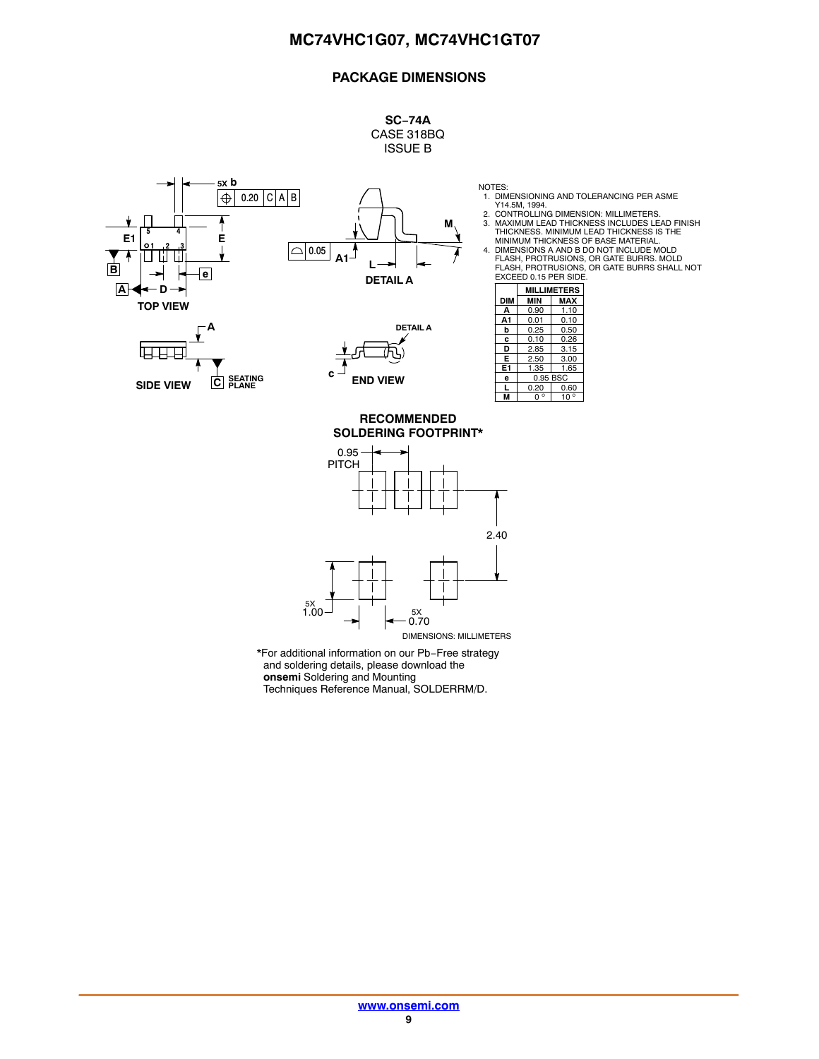## PACKAGE DIMENSIONS

**SC−74A**
CASE 318BQ
ISSUE B

NOTES:

1. DIMENSIONING AND TOLERANCING PER ASME Y14.5M, 1994.
2. CONTROLLING DIMENSION: MILLIMETERS.
3. MAXIMUM LEAD THICKNESS INCLUDES LEAD FINISH THICKNESS. MINIMUM LEAD THICKNESS IS THE MINIMUM THICKNESS OF BASE MATERIAL.
4. DIMENSIONS A AND B DO NOT INCLUDE MOLD FLASH, PROTRUSIONS, OR GATE BURRS. MOLD FLASH, PROTRUSIONS, OR GATE BURRS SHALL NOT EXCEED 0.15 PER SIDE.

| DIM | MILLIMETERS | |
|---|---|---|
| | MIN | MAX |
| A | 0.90 | 1.10 |
| A1 | 0.01 | 0.10 |
| b | 0.25 | 0.50 |
| c | 0.10 | 0.26 |
| D | 2.85 | 3.15 |
| E | 2.50 | 3.00 |
| E1 | 1.35 | 1.65 |
| e | 0.95 BSC | |
| L | 0.20 | 0.60 |
| M | 0° | 10° |

TOP VIEW — SIDE VIEW — DETAIL A — END VIEW

### RECOMMENDED SOLDERING FOOTPRINT*

0.95 PITCH; 2.40; 5X 1.00; 5X 0.70

DIMENSIONS: MILLIMETERS

*For additional information on our Pb−Free strategy and soldering details, please download the **onsemi** Soldering and Mounting Techniques Reference Manual, SOLDERRM/D.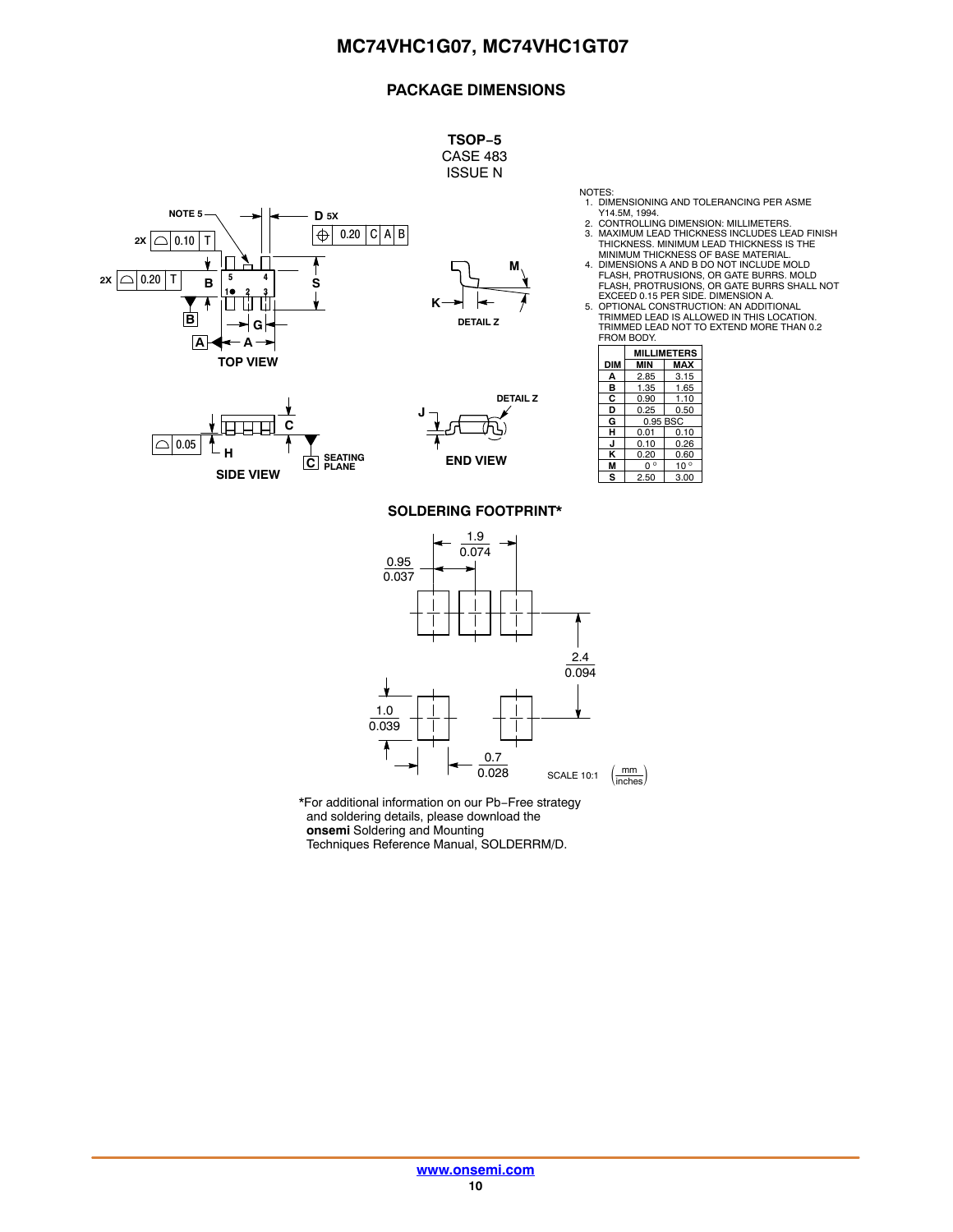## PACKAGE DIMENSIONS

**TSOP−5**
CASE 483
ISSUE N

NOTES:
1. DIMENSIONING AND TOLERANCING PER ASME Y14.5M, 1994.
2. CONTROLLING DIMENSION: MILLIMETERS.
3. MAXIMUM LEAD THICKNESS INCLUDES LEAD FINISH THICKNESS. MINIMUM LEAD THICKNESS IS THE MINIMUM THICKNESS OF BASE MATERIAL.
4. DIMENSIONS A AND B DO NOT INCLUDE MOLD FLASH, PROTRUSIONS, OR GATE BURRS. MOLD FLASH, PROTRUSIONS, OR GATE BURRS SHALL NOT EXCEED 0.15 PER SIDE. DIMENSION A.
5. OPTIONAL CONSTRUCTION: AN ADDITIONAL TRIMMED LEAD IS ALLOWED IN THIS LOCATION. TRIMMED LEAD NOT TO EXTEND MORE THAN 0.2 FROM BODY.

| DIM | MILLIMETERS MIN | MILLIMETERS MAX |
|---|---|---|
| A | 2.85 | 3.15 |
| B | 1.35 | 1.65 |
| C | 0.90 | 1.10 |
| D | 0.25 | 0.50 |
| G | 0.95 BSC | |
| H | 0.01 | 0.10 |
| J | 0.10 | 0.26 |
| K | 0.20 | 0.60 |
| M | 0 ° | 10 ° |
| S | 2.50 | 3.00 |

TOP VIEW

SIDE VIEW

END VIEW

DETAIL Z

### SOLDERING FOOTPRINT*

SCALE 10:1 (mm / inches)

*For additional information on our Pb−Free strategy and soldering details, please download the **onsemi** Soldering and Mounting Techniques Reference Manual, SOLDERRM/D.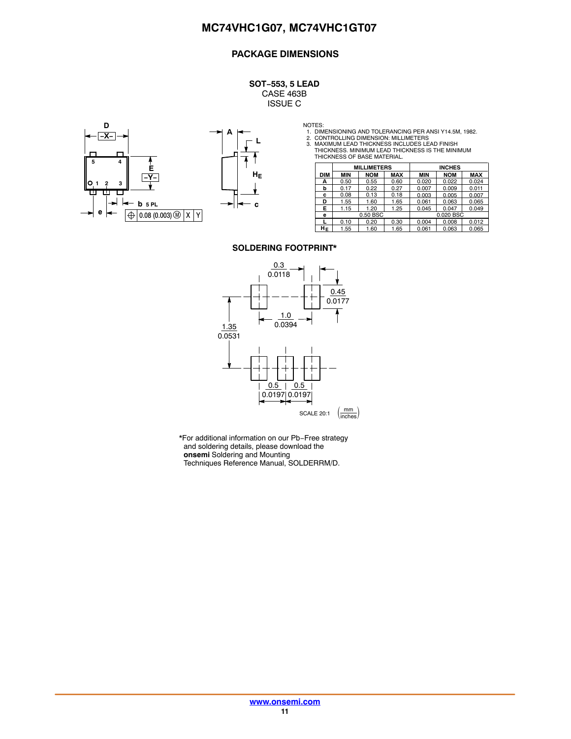## PACKAGE DIMENSIONS

**SOT−553, 5 LEAD**
CASE 463B
ISSUE C

NOTES:
1. DIMENSIONING AND TOLERANCING PER ANSI Y14.5M, 1982.
2. CONTROLLING DIMENSION: MILLIMETERS
3. MAXIMUM LEAD THICKNESS INCLUDES LEAD FINISH THICKNESS. MINIMUM LEAD THICKNESS IS THE MINIMUM THICKNESS OF BASE MATERIAL.

| DIM | MILLIMETERS | | | INCHES | | |
|---|---|---|---|---|---|---|
| | MIN | NOM | MAX | MIN | NOM | MAX |
| A | 0.50 | 0.55 | 0.60 | 0.020 | 0.022 | 0.024 |
| b | 0.17 | 0.22 | 0.27 | 0.007 | 0.009 | 0.011 |
| c | 0.08 | 0.13 | 0.18 | 0.003 | 0.005 | 0.007 |
| D | 1.55 | 1.60 | 1.65 | 0.061 | 0.063 | 0.065 |
| E | 1.15 | 1.20 | 1.25 | 0.045 | 0.047 | 0.049 |
| e | | 0.50 BSC | | | 0.020 BSC | |
| L | 0.10 | 0.20 | 0.30 | 0.004 | 0.008 | 0.012 |
| $H_E$ | 1.55 | 1.60 | 1.65 | 0.061 | 0.063 | 0.065 |

### SOLDERING FOOTPRINT*

SCALE 20:1 (mm / inches)

*For additional information on our Pb−Free strategy and soldering details, please download the **onsemi** Soldering and Mounting Techniques Reference Manual, SOLDERRM/D.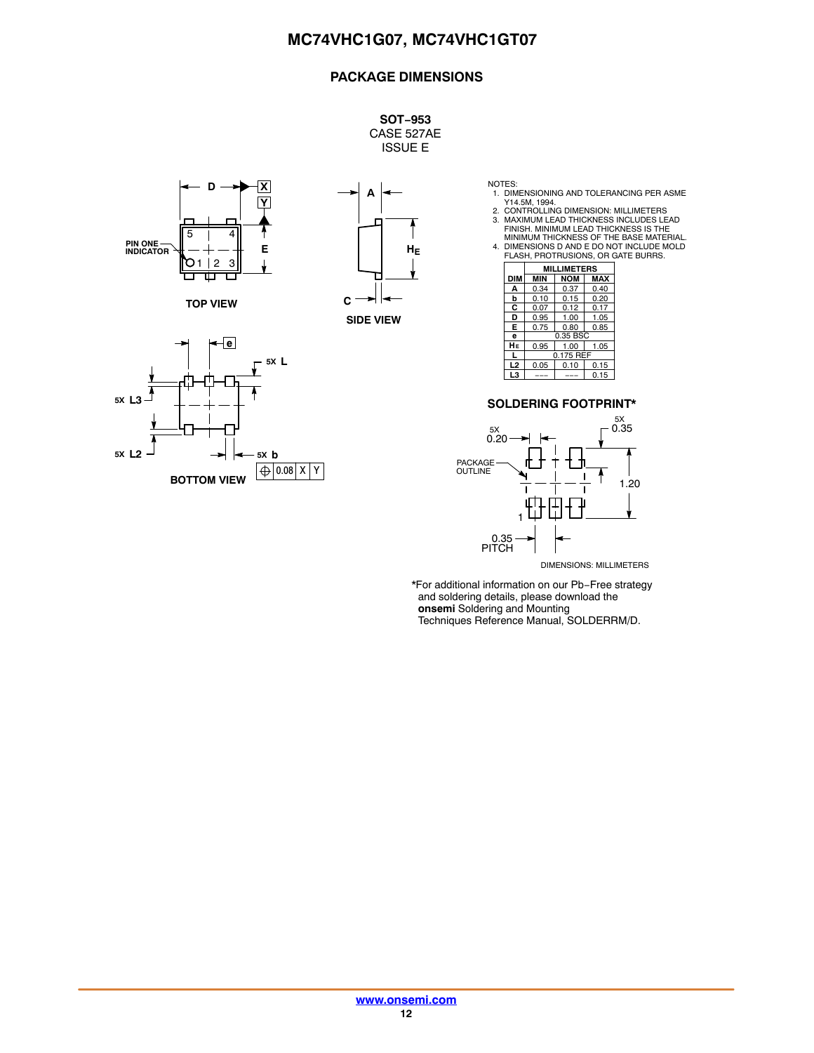## PACKAGE DIMENSIONS

**SOT−953**
CASE 527AE
ISSUE E

NOTES:
1. DIMENSIONING AND TOLERANCING PER ASME Y14.5M, 1994.
2. CONTROLLING DIMENSION: MILLIMETERS
3. MAXIMUM LEAD THICKNESS INCLUDES LEAD FINISH. MINIMUM LEAD THICKNESS IS THE MINIMUM THICKNESS OF THE BASE MATERIAL.
4. DIMENSIONS D AND E DO NOT INCLUDE MOLD FLASH, PROTRUSIONS, OR GATE BURRS.

| DIM | MILLIMETERS | | |
|---|---|---|---|
| | MIN | NOM | MAX |
| A | 0.34 | 0.37 | 0.40 |
| b | 0.10 | 0.15 | 0.20 |
| C | 0.07 | 0.12 | 0.17 |
| D | 0.95 | 1.00 | 1.05 |
| E | 0.75 | 0.80 | 0.85 |
| e | 0.35 BSC | | |
| $H_E$ | 0.95 | 1.00 | 1.05 |
| L | 0.175 REF | | |
| L2 | 0.05 | 0.10 | 0.15 |
| L3 | --- | --- | 0.15 |

TOP VIEW

SIDE VIEW

BOTTOM VIEW

### SOLDERING FOOTPRINT*

DIMENSIONS: MILLIMETERS

*For additional information on our Pb−Free strategy and soldering details, please download the **onsemi** Soldering and Mounting Techniques Reference Manual, SOLDERRM/D.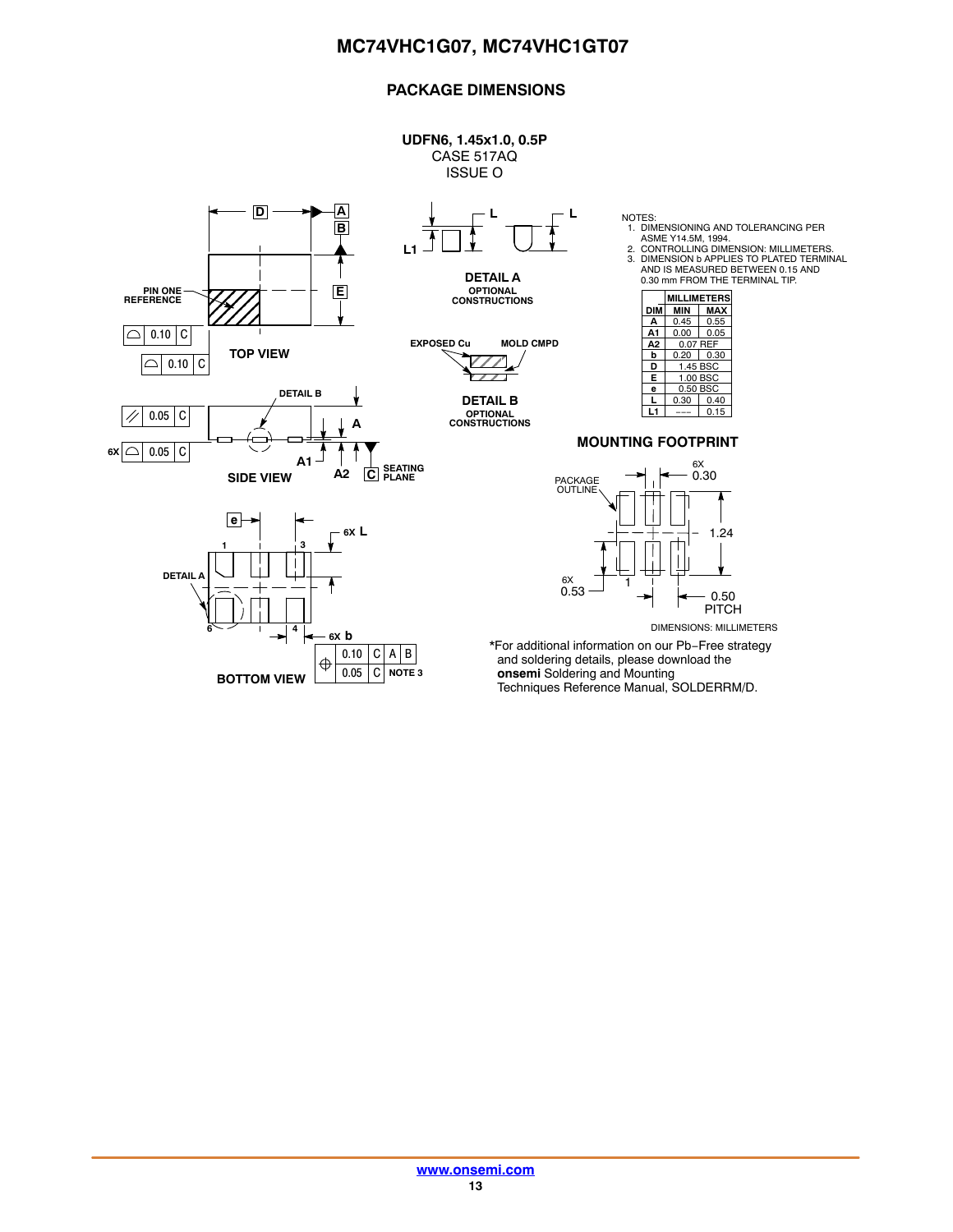## PACKAGE DIMENSIONS

**UDFN6, 1.45x1.0, 0.5P**
CASE 517AQ
ISSUE O

NOTES:
1. DIMENSIONING AND TOLERANCING PER ASME Y14.5M, 1994.
2. CONTROLLING DIMENSION: MILLIMETERS.
3. DIMENSION b APPLIES TO PLATED TERMINAL AND IS MEASURED BETWEEN 0.15 AND 0.30 mm FROM THE TERMINAL TIP.

| DIM | MILLIMETERS MIN | MILLIMETERS MAX |
|---|---|---|
| A | 0.45 | 0.55 |
| A1 | 0.00 | 0.05 |
| A2 | 0.07 REF | |
| b | 0.20 | 0.30 |
| D | 1.45 BSC | |
| E | 1.00 BSC | |
| e | 0.50 BSC | |
| L | 0.30 | 0.40 |
| L1 | --- | 0.15 |

**TOP VIEW** — PIN ONE REFERENCE; D; E; 0.10 C; 0.10 C

**DETAIL A** — OPTIONAL CONSTRUCTIONS; L; L1

**DETAIL B** — OPTIONAL CONSTRUCTIONS; EXPOSED Cu; MOLD CMPD

**SIDE VIEW** — 0.05 C; 6X 0.05 C; A; A1; A2; SEATING PLANE

**BOTTOM VIEW** — e; 6X L; 6X b; 0.10 C A B; 0.05 C NOTE 3

**MOUNTING FOOTPRINT**

PACKAGE OUTLINE; 6X 0.30; 1.24; 6X 0.53; 0.50 PITCH

DIMENSIONS: MILLIMETERS

*For additional information on our Pb−Free strategy and soldering details, please download the **onsemi** Soldering and Mounting Techniques Reference Manual, SOLDERRM/D.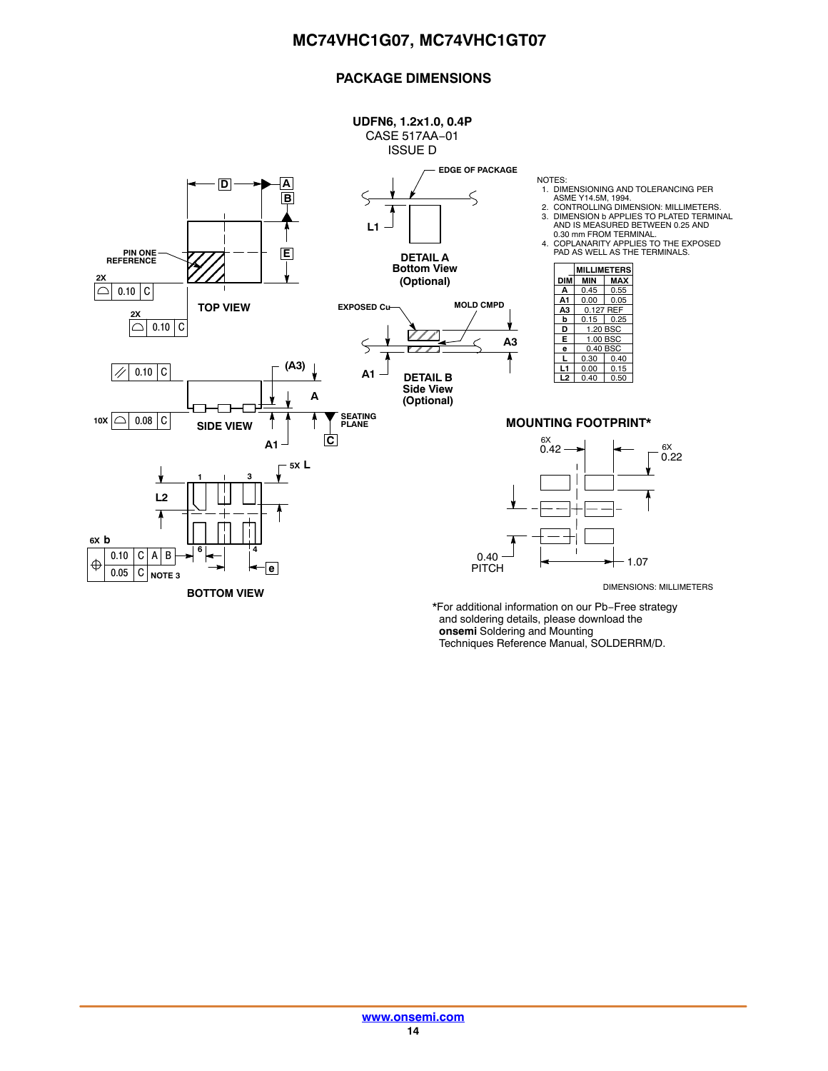## PACKAGE DIMENSIONS

**UDFN6, 1.2x1.0, 0.4P**
CASE 517AA−01
ISSUE D

NOTES:

1. DIMENSIONING AND TOLERANCING PER ASME Y14.5M, 1994.
2. CONTROLLING DIMENSION: MILLIMETERS.
3. DIMENSION b APPLIES TO PLATED TERMINAL AND IS MEASURED BETWEEN 0.25 AND 0.30 mm FROM TERMINAL.
4. COPLANARITY APPLIES TO THE EXPOSED PAD AS WELL AS THE TERMINALS.

| DIM | MILLIMETERS MIN | MILLIMETERS MAX |
|---|---|---|
| A | 0.45 | 0.55 |
| A1 | 0.00 | 0.05 |
| A3 | 0.127 REF | |
| b | 0.15 | 0.25 |
| D | 1.20 BSC | |
| E | 1.00 BSC | |
| e | 0.40 BSC | |
| L | 0.30 | 0.40 |
| L1 | 0.00 | 0.15 |
| L2 | 0.40 | 0.50 |

TOP VIEW

PIN ONE REFERENCE

SIDE VIEW

SEATING PLANE

BOTTOM VIEW

DETAIL A
Bottom View
(Optional)

EDGE OF PACKAGE

DETAIL B
Side View
(Optional)

EXPOSED Cu

MOLD CMPD

**MOUNTING FOOTPRINT***

6X 0.42

6X 0.22

0.40 PITCH

1.07

DIMENSIONS: MILLIMETERS

*For additional information on our Pb−Free strategy and soldering details, please download the **onsemi** Soldering and Mounting Techniques Reference Manual, SOLDERRM/D.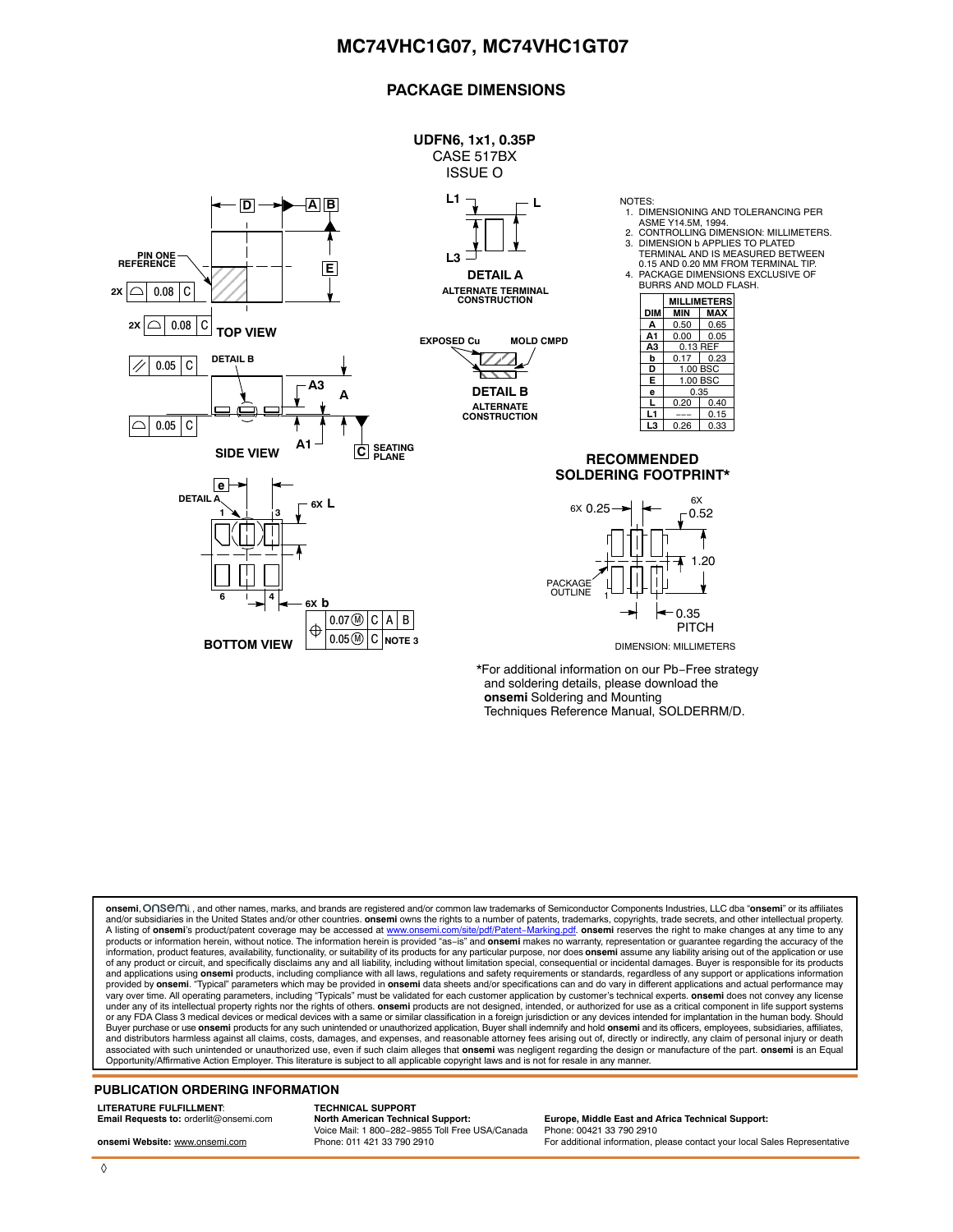## PACKAGE DIMENSIONS

**UDFN6, 1x1, 0.35P**
CASE 517BX
ISSUE O

TOP VIEW

SIDE VIEW

BOTTOM VIEW

DETAIL A
ALTERNATE TERMINAL CONSTRUCTION

DETAIL B
ALTERNATE CONSTRUCTION

EXPOSED Cu
MOLD CMPD

NOTES:
1. DIMENSIONING AND TOLERANCING PER ASME Y14.5M, 1994.
2. CONTROLLING DIMENSION: MILLIMETERS.
3. DIMENSION b APPLIES TO PLATED TERMINAL AND IS MEASURED BETWEEN 0.15 AND 0.20 MM FROM TERMINAL TIP.
4. PACKAGE DIMENSIONS EXCLUSIVE OF BURRS AND MOLD FLASH.

| DIM | MILLIMETERS MIN | MILLIMETERS MAX |
|---|---|---|
| A | 0.50 | 0.65 |
| A1 | 0.00 | 0.05 |
| A3 | 0.13 REF | |
| b | 0.17 | 0.23 |
| D | 1.00 BSC | |
| E | 1.00 BSC | |
| e | 0.35 | |
| L | 0.20 | 0.40 |
| L1 | --- | 0.15 |
| L3 | 0.26 | 0.33 |

### RECOMMENDED SOLDERING FOOTPRINT*

6X 0.25
6X 0.52
1.20
PACKAGE OUTLINE
0.35 PITCH

DIMENSION: MILLIMETERS

*For additional information on our Pb−Free strategy and soldering details, please download the **onsemi** Soldering and Mounting Techniques Reference Manual, SOLDERRM/D.

**onsemi**, onsemi, and other names, marks, and brands are registered and/or common law trademarks of Semiconductor Components Industries, LLC dba "**onsemi**" or its affiliates and/or subsidiaries in the United States and/or other countries. **onsemi** owns the rights to a number of patents, trademarks, copyrights, trade secrets, and other intellectual property. A listing of **onsemi**'s product/patent coverage may be accessed at www.onsemi.com/site/pdf/Patent−Marking.pdf. **onsemi** reserves the right to make changes at any time to any products or information herein, without notice. The information herein is provided "as−is" and **onsemi** makes no warranty, representation or guarantee regarding the accuracy of the information, product features, availability, functionality, or suitability of its products for any particular purpose, nor does **onsemi** assume any liability arising out of the application or use of any product or circuit, and specifically disclaims any and all liability, including without limitation special, consequential or incidental damages. Buyer is responsible for its products and applications using **onsemi** products, including compliance with all laws, regulations and safety requirements or standards, regardless of any support or applications information provided by **onsemi**. "Typical" parameters which may be provided in **onsemi** data sheets and/or specifications can and do vary in different applications and actual performance may vary over time. All operating parameters, including "Typicals" must be validated for each customer application by customer's technical experts. **onsemi** does not convey any license under any of its intellectual property rights nor the rights of others. **onsemi** products are not designed, intended, or authorized for use as a critical component in life support systems or any FDA Class 3 medical devices or medical devices with a same or similar classification in a foreign jurisdiction or any devices intended for implantation in the human body. Should Buyer purchase or use **onsemi** products for any such unintended or unauthorized application, Buyer shall indemnify and hold **onsemi** and its officers, employees, subsidiaries, affiliates, and distributors harmless against all claims, costs, damages, and expenses, and reasonable attorney fees arising out of, directly or indirectly, any claim of personal injury or death associated with such unintended or unauthorized use, even if such claim alleges that **onsemi** was negligent regarding the design or manufacture of the part. **onsemi** is an Equal Opportunity/Affirmative Action Employer. This literature is subject to all applicable copyright laws and is not for resale in any manner.

### PUBLICATION ORDERING INFORMATION

**LITERATURE FULFILLMENT**:
**Email Requests to:** orderlit@onsemi.com

**onsemi Website:** www.onsemi.com

**TECHNICAL SUPPORT**
**North American Technical Support:**
Voice Mail: 1 800−282−9855 Toll Free USA/Canada
Phone: 011 421 33 790 2910

**Europe, Middle East and Africa Technical Support:**
Phone: 00421 33 790 2910
For additional information, please contact your local Sales Representative